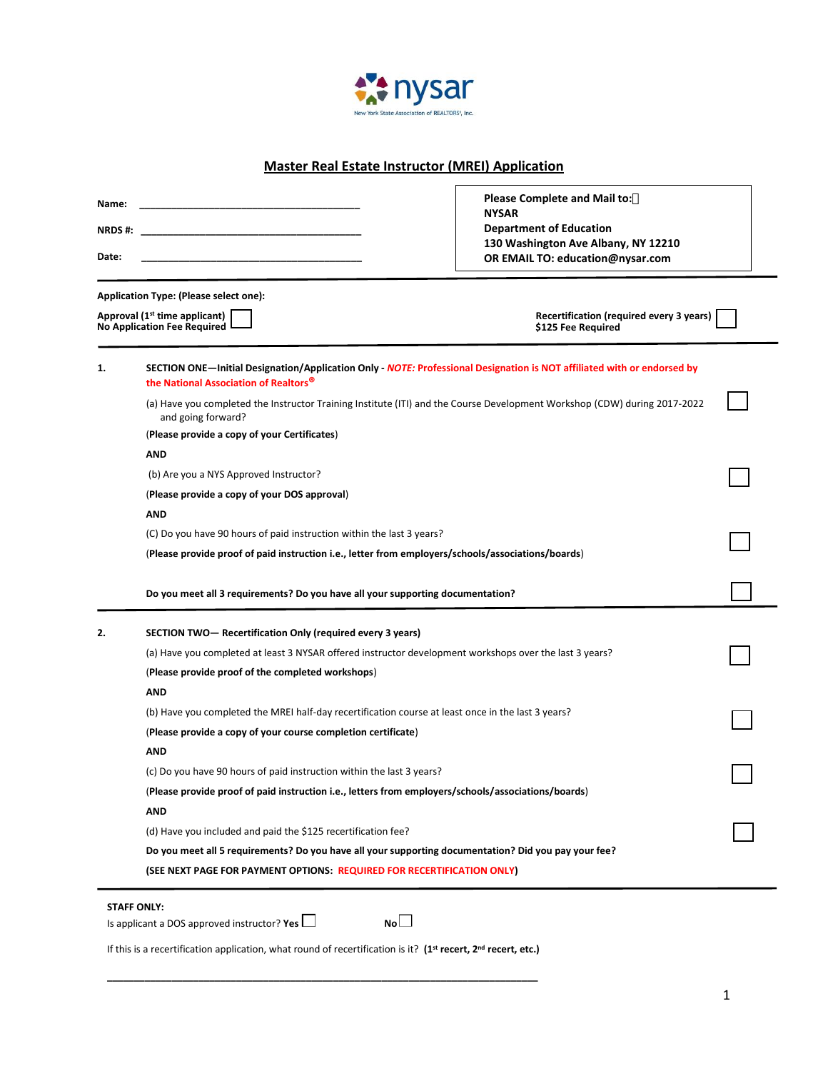nysar

New York State Association of REALTORS®, Inc.

# Master Real Estate Instructor (MREI) Application

Name: ________________________________________

NRDS #: ________________________________________

Date: ________________________________________

**Please Complete and Mail to:**
**NYSAR**
**Department of Education**
**130 Washington Ave Albany, NY 12210**
**OR EMAIL TO: education@nysar.com**

---

**Application Type: (Please select one):**

**Approval (1st time applicant) No Application Fee Required** ☐

**Recertification (required every 3 years) $125 Fee Required** ☐

---

**1.** **SECTION ONE—Initial Designation/Application Only -** ***NOTE:*** **Professional Designation is NOT affiliated with or endorsed by the National Association of Realtors®**

(a) Have you completed the Instructor Training Institute (ITI) and the Course Development Workshop (CDW) during 2017-2022 and going forward? ☐

(**Please provide a copy of your Certificates**)

**AND**

(b) Are you a NYS Approved Instructor? ☐

(**Please provide a copy of your DOS approval**)

**AND**

(C) Do you have 90 hours of paid instruction within the last 3 years? ☐

(**Please provide proof of paid instruction i.e., letter from employers/schools/associations/boards**)

**Do you meet all 3 requirements? Do you have all your supporting documentation?** ☐

---

**2.** **SECTION TWO— Recertification Only (required every 3 years)**

(a) Have you completed at least 3 NYSAR offered instructor development workshops over the last 3 years? ☐

(**Please provide proof of the completed workshops**)

**AND**

(b) Have you completed the MREI half-day recertification course at least once in the last 3 years? ☐

(**Please provide a copy of your course completion certificate**)

**AND**

(c) Do you have 90 hours of paid instruction within the last 3 years? ☐

(**Please provide proof of paid instruction i.e., letters from employers/schools/associations/boards**)

**AND**

(d) Have you included and paid the $125 recertification fee? ☐

**Do you meet all 5 requirements? Do you have all your supporting documentation? Did you pay your fee?**

**(SEE NEXT PAGE FOR PAYMENT OPTIONS: REQUIRED FOR RECERTIFICATION ONLY)**

---

**STAFF ONLY:**

Is applicant a DOS approved instructor? **Yes** ☐ **No** ☐

If this is a recertification application, what round of recertification is it? **(1st recert, 2nd recert, etc.)**

__________________________________________________________________________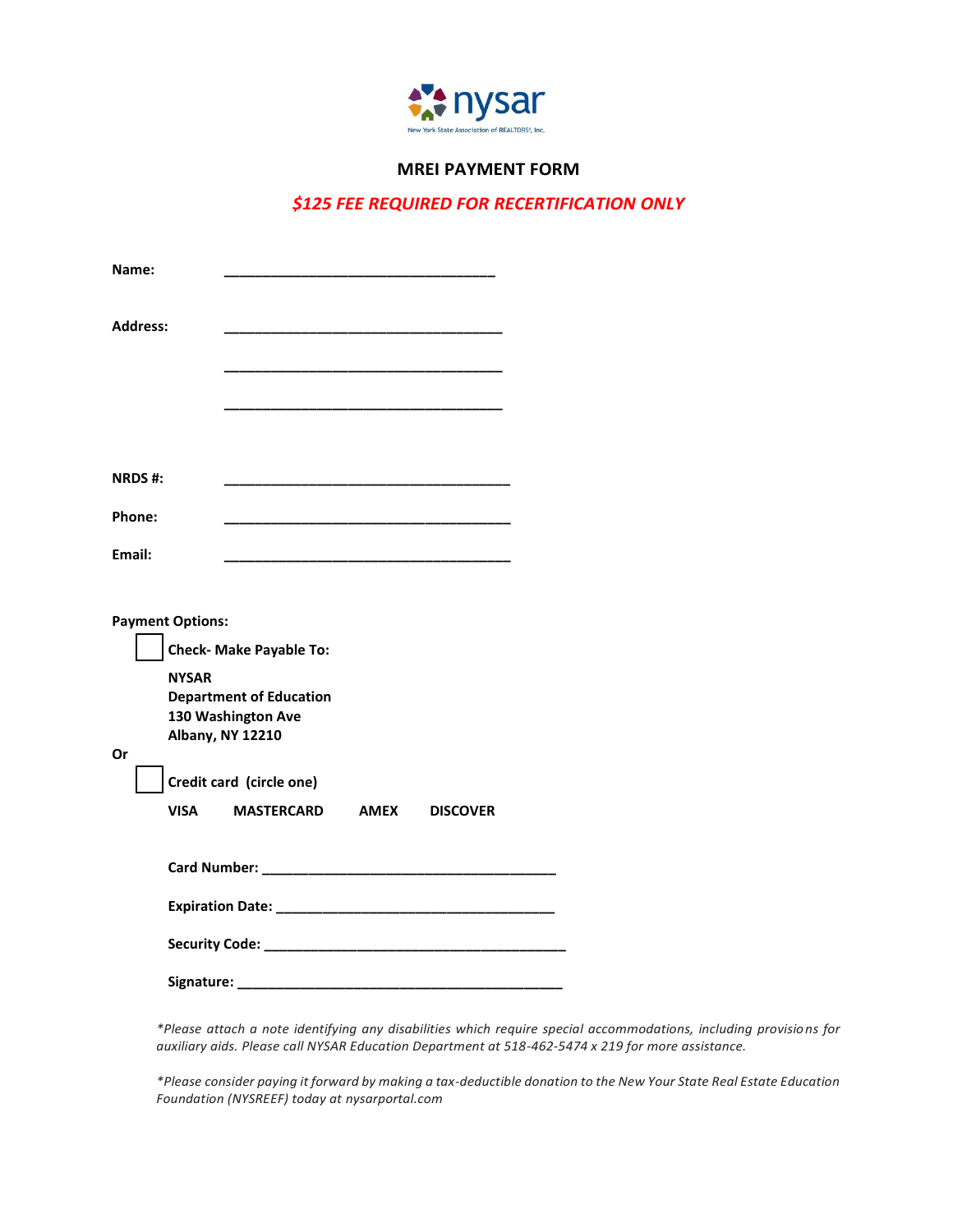nysar

New York State Association of REALTORS®, Inc.

**MREI PAYMENT FORM**

***$125 FEE REQUIRED FOR RECERTIFICATION ONLY***

**Name:** ____________________________________

**Address:** ____________________________________

____________________________________

____________________________________

**NRDS #:** ____________________________________

**Phone:** ____________________________________

**Email:** ____________________________________

**Payment Options:**

☐ **Check- Make Payable To:**

**NYSAR**
**Department of Education**
**130 Washington Ave**
**Albany, NY 12210**

**Or**

☐ **Credit card (circle one)**

**VISA MASTERCARD AMEX DISCOVER**

**Card Number:** ________________________________________

**Expiration Date:** ________________________________________

**Security Code:** ________________________________________

**Signature:** ________________________________________

*\*Please attach a note identifying any disabilities which require special accommodations, including provisions for auxiliary aids. Please call NYSAR Education Department at 518-462-5474 x 219 for more assistance.*

*\*Please consider paying it forward by making a tax-deductible donation to the New Your State Real Estate Education Foundation (NYSREEF) today at nysarportal.com*